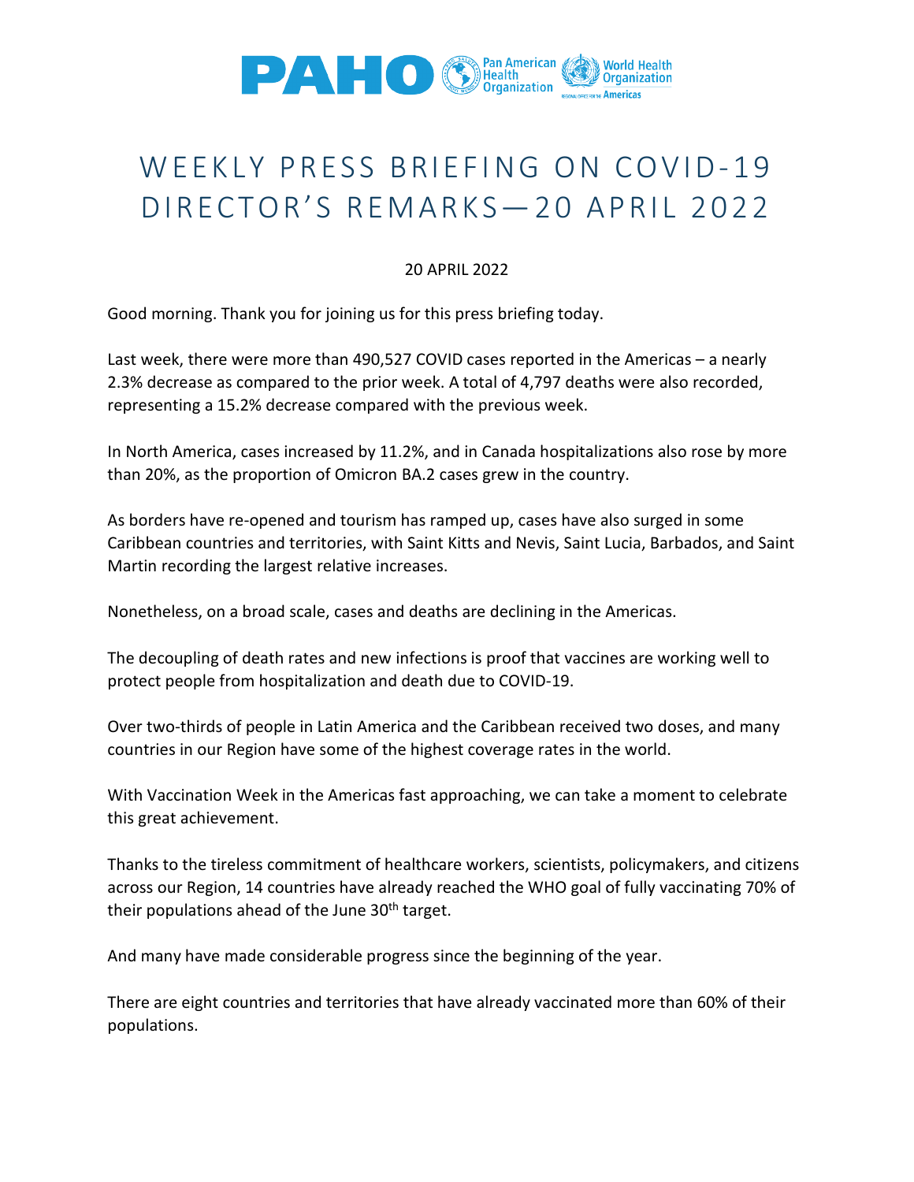# WEEKLY PRESS BRIEFING ON COVID-19 DIRECTOR'S REMARKS—20 APRIL 2022

20 APRIL 2022

Good morning. Thank you for joining us for this press briefing today.

Last week, there were more than 490,527 COVID cases reported in the Americas – a nearly 2.3% decrease as compared to the prior week. A total of 4,797 deaths were also recorded, representing a 15.2% decrease compared with the previous week.

In North America, cases increased by 11.2%, and in Canada hospitalizations also rose by more than 20%, as the proportion of Omicron BA.2 cases grew in the country.

As borders have re-opened and tourism has ramped up, cases have also surged in some Caribbean countries and territories, with Saint Kitts and Nevis, Saint Lucia, Barbados, and Saint Martin recording the largest relative increases.

Nonetheless, on a broad scale, cases and deaths are declining in the Americas.

The decoupling of death rates and new infections is proof that vaccines are working well to protect people from hospitalization and death due to COVID-19.

Over two-thirds of people in Latin America and the Caribbean received two doses, and many countries in our Region have some of the highest coverage rates in the world.

With Vaccination Week in the Americas fast approaching, we can take a moment to celebrate this great achievement.

Thanks to the tireless commitment of healthcare workers, scientists, policymakers, and citizens across our Region, 14 countries have already reached the WHO goal of fully vaccinating 70% of their populations ahead of the June 30th target.

And many have made considerable progress since the beginning of the year.

There are eight countries and territories that have already vaccinated more than 60% of their populations.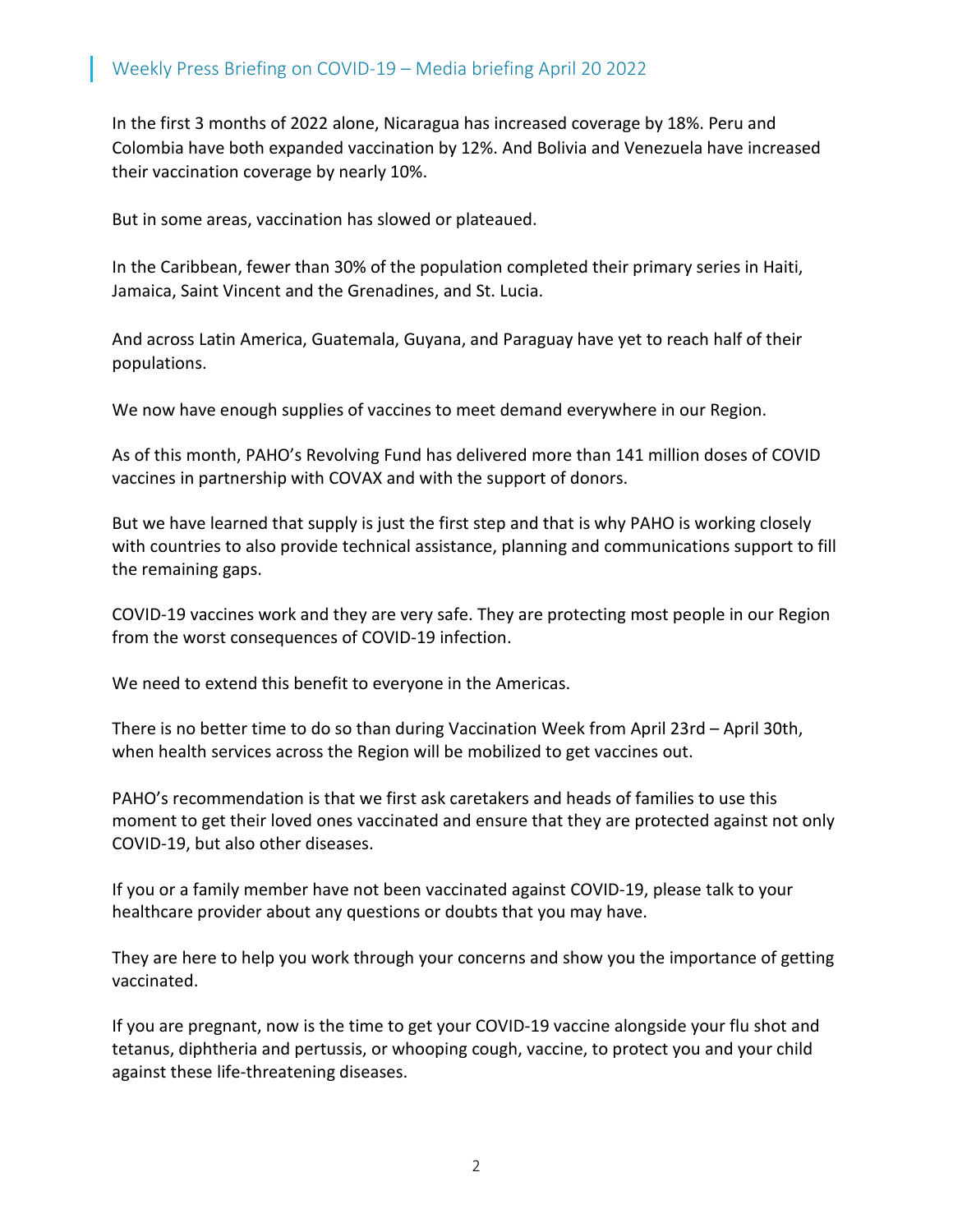In the first 3 months of 2022 alone, Nicaragua has increased coverage by 18%. Peru and Colombia have both expanded vaccination by 12%. And Bolivia and Venezuela have increased their vaccination coverage by nearly 10%.

But in some areas, vaccination has slowed or plateaued.

In the Caribbean, fewer than 30% of the population completed their primary series in Haiti, Jamaica, Saint Vincent and the Grenadines, and St. Lucia.

And across Latin America, Guatemala, Guyana, and Paraguay have yet to reach half of their populations.

We now have enough supplies of vaccines to meet demand everywhere in our Region.

As of this month, PAHO's Revolving Fund has delivered more than 141 million doses of COVID vaccines in partnership with COVAX and with the support of donors.

But we have learned that supply is just the first step and that is why PAHO is working closely with countries to also provide technical assistance, planning and communications support to fill the remaining gaps.

COVID-19 vaccines work and they are very safe. They are protecting most people in our Region from the worst consequences of COVID-19 infection.

We need to extend this benefit to everyone in the Americas.

There is no better time to do so than during Vaccination Week from April 23rd – April 30th, when health services across the Region will be mobilized to get vaccines out.

PAHO's recommendation is that we first ask caretakers and heads of families to use this moment to get their loved ones vaccinated and ensure that they are protected against not only COVID-19, but also other diseases.

If you or a family member have not been vaccinated against COVID-19, please talk to your healthcare provider about any questions or doubts that you may have.

They are here to help you work through your concerns and show you the importance of getting vaccinated.

If you are pregnant, now is the time to get your COVID-19 vaccine alongside your flu shot and tetanus, diphtheria and pertussis, or whooping cough, vaccine, to protect you and your child against these life-threatening diseases.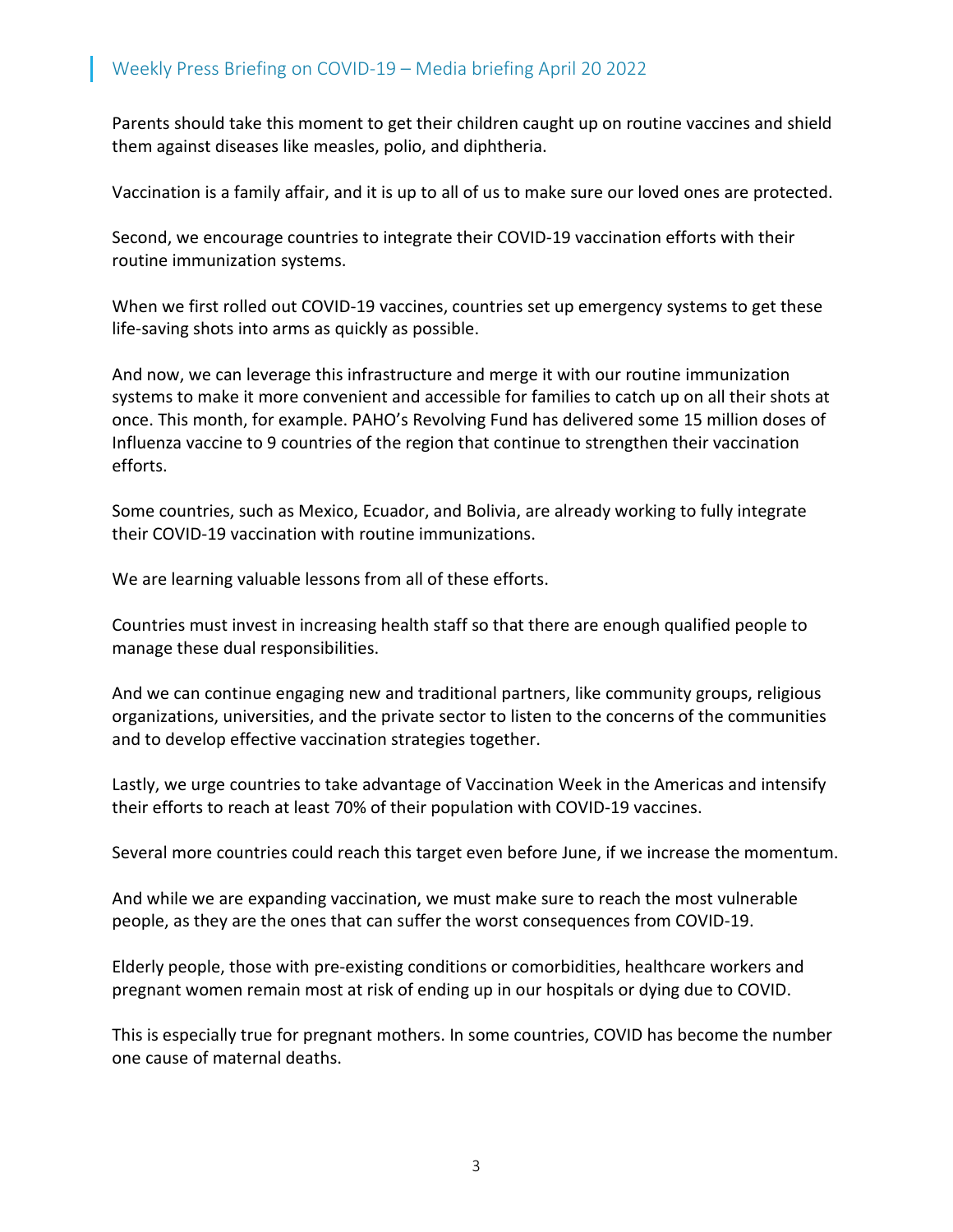Parents should take this moment to get their children caught up on routine vaccines and shield them against diseases like measles, polio, and diphtheria.

Vaccination is a family affair, and it is up to all of us to make sure our loved ones are protected.

Second, we encourage countries to integrate their COVID-19 vaccination efforts with their routine immunization systems.

When we first rolled out COVID-19 vaccines, countries set up emergency systems to get these life-saving shots into arms as quickly as possible.

And now, we can leverage this infrastructure and merge it with our routine immunization systems to make it more convenient and accessible for families to catch up on all their shots at once. This month, for example. PAHO's Revolving Fund has delivered some 15 million doses of Influenza vaccine to 9 countries of the region that continue to strengthen their vaccination efforts.

Some countries, such as Mexico, Ecuador, and Bolivia, are already working to fully integrate their COVID-19 vaccination with routine immunizations.

We are learning valuable lessons from all of these efforts.

Countries must invest in increasing health staff so that there are enough qualified people to manage these dual responsibilities.

And we can continue engaging new and traditional partners, like community groups, religious organizations, universities, and the private sector to listen to the concerns of the communities and to develop effective vaccination strategies together.

Lastly, we urge countries to take advantage of Vaccination Week in the Americas and intensify their efforts to reach at least 70% of their population with COVID-19 vaccines.

Several more countries could reach this target even before June, if we increase the momentum.

And while we are expanding vaccination, we must make sure to reach the most vulnerable people, as they are the ones that can suffer the worst consequences from COVID-19.

Elderly people, those with pre-existing conditions or comorbidities, healthcare workers and pregnant women remain most at risk of ending up in our hospitals or dying due to COVID.

This is especially true for pregnant mothers. In some countries, COVID has become the number one cause of maternal deaths.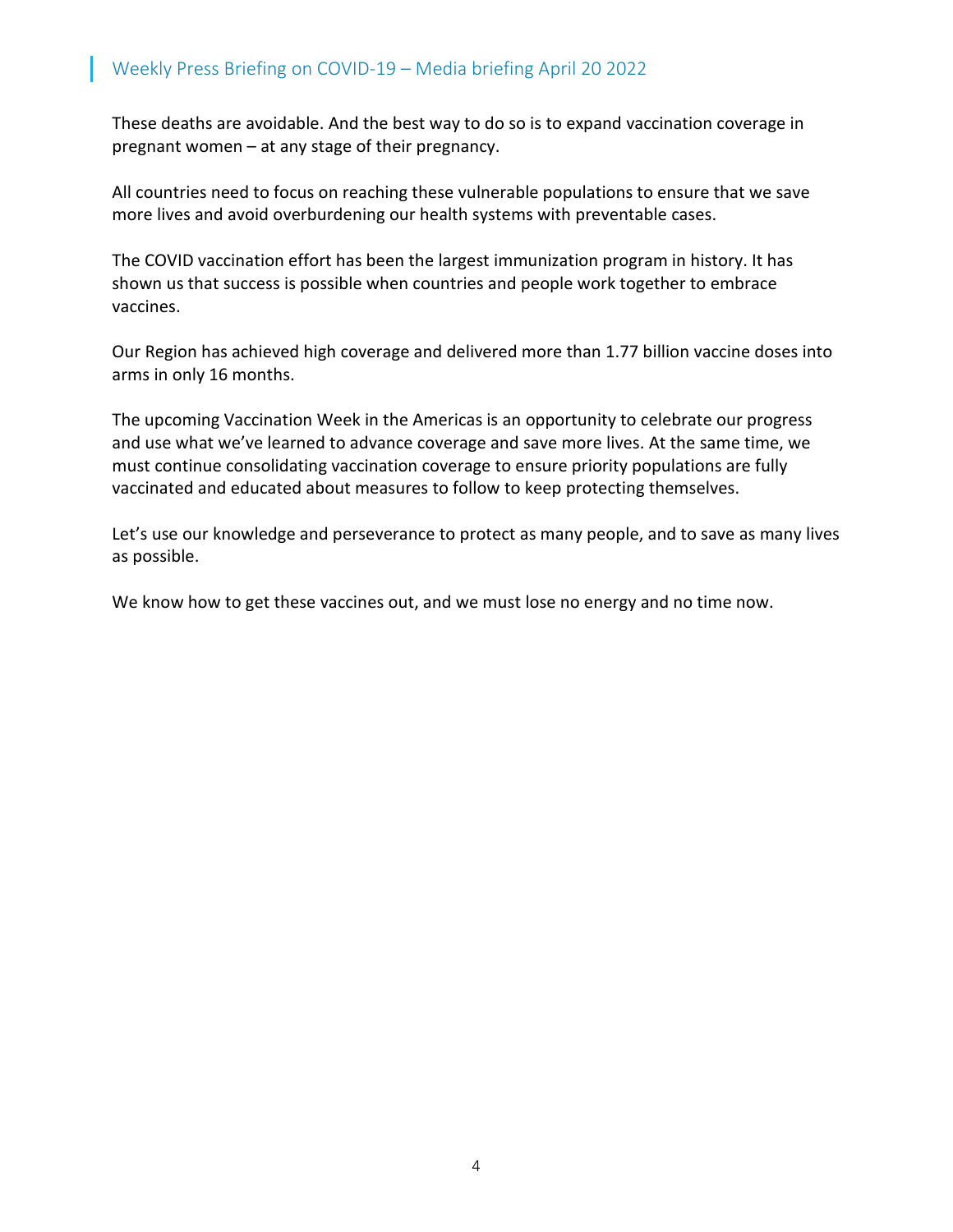These deaths are avoidable. And the best way to do so is to expand vaccination coverage in pregnant women – at any stage of their pregnancy.

All countries need to focus on reaching these vulnerable populations to ensure that we save more lives and avoid overburdening our health systems with preventable cases.

The COVID vaccination effort has been the largest immunization program in history. It has shown us that success is possible when countries and people work together to embrace vaccines.

Our Region has achieved high coverage and delivered more than 1.77 billion vaccine doses into arms in only 16 months.

The upcoming Vaccination Week in the Americas is an opportunity to celebrate our progress and use what we've learned to advance coverage and save more lives. At the same time, we must continue consolidating vaccination coverage to ensure priority populations are fully vaccinated and educated about measures to follow to keep protecting themselves.

Let's use our knowledge and perseverance to protect as many people, and to save as many lives as possible.

We know how to get these vaccines out, and we must lose no energy and no time now.